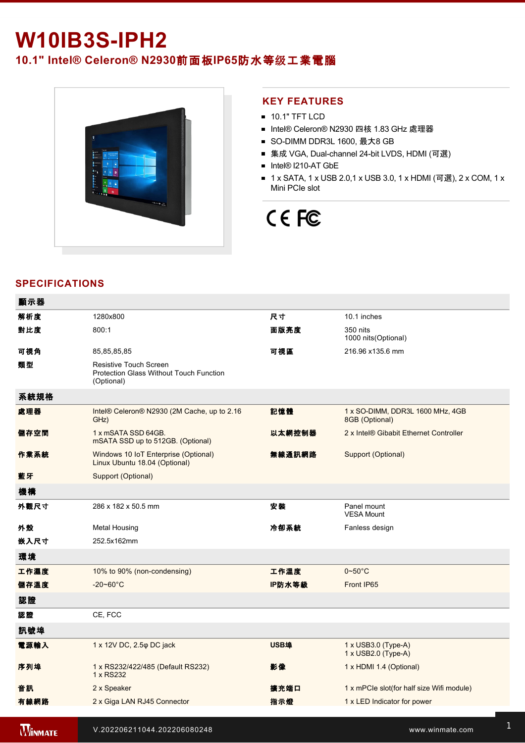# W10IB3S-IPH2

## 10.1" Intel® Celeron® N2930前面板IP65防水等级工業電腦

## KEY FEATURES

- 10.1" TFT LCD
- Intel® Celeron® N2930 四核 1.83 GHz 處理器
- SO-DIMM DDR3L 1600, 最大8 GB
- 集成 VGA, Dual-channel 24-bit LVDS, HDMI (可選)
- Intel® I210-AT GbE
- 1 x SATA, 1 x USB 2.0,1 x USB 3.0, 1 x HDMI (可選), 2 x COM, 1 x Mini PCIe slot

CE FC

## SPECIFICATIONS

| **顯示器** | | | |
|---|---|---|---|
| **解析度** | 1280x800 | **尺寸** | 10.1 inches |
| **對比度** | 800:1 | **面版亮度** | 350 nits<br>1000 nits(Optional) |
| **可視角** | 85,85,85,85 | **可視區** | 216.96 x135.6 mm |
| **類型** | Resistive Touch Screen<br>Protection Glass Without Touch Function (Optional) | | |
| **系統規格** | | | |
| **處理器** | Intel® Celeron® N2930 (2M Cache, up to 2.16 GHz) | **記憶體** | 1 x SO-DIMM, DDR3L 1600 MHz, 4GB<br>8GB (Optional) |
| **儲存空間** | 1 x mSATA SSD 64GB.<br>mSATA SSD up to 512GB. (Optional) | **以太網控制器** | 2 x Intel® Gibabit Ethernet Controller |
| **作業系統** | Windows 10 IoT Enterprise (Optional)<br>Linux Ubuntu 18.04 (Optional) | **無線通訊網路** | Support (Optional) |
| **藍牙** | Support (Optional) | | |
| **機構** | | | |
| **外觀尺寸** | 286 x 182 x 50.5 mm | **安裝** | Panel mount<br>VESA Mount |
| **外殼** | Metal Housing | **冷卻系統** | Fanless design |
| **嵌入尺寸** | 252.5x162mm | | |
| **環境** | | | |
| **工作濕度** | 10% to 90% (non-condensing) | **工作溫度** | 0~50°C |
| **儲存溫度** | -20~60°C | **IP防水等級** | Front IP65 |
| **認證** | | | |
| **認證** | CE, FCC | | |
| **訊號埠** | | | |
| **電源輸入** | 1 x 12V DC, 2.5φ DC jack | **USB埠** | 1 x USB3.0 (Type-A)<br>1 x USB2.0 (Type-A) |
| **序列埠** | 1 x RS232/422/485 (Default RS232)<br>1 x RS232 | **影像** | 1 x HDMI 1.4 (Optional) |
| **音訊** | 2 x Speaker | **擴充端口** | 1 x mPCIe slot(for half size Wifi module) |
| **有線網路** | 2 x Giga LAN RJ45 Connector | **指示燈** | 1 x LED Indicator for power |

V.202206211044.202206080248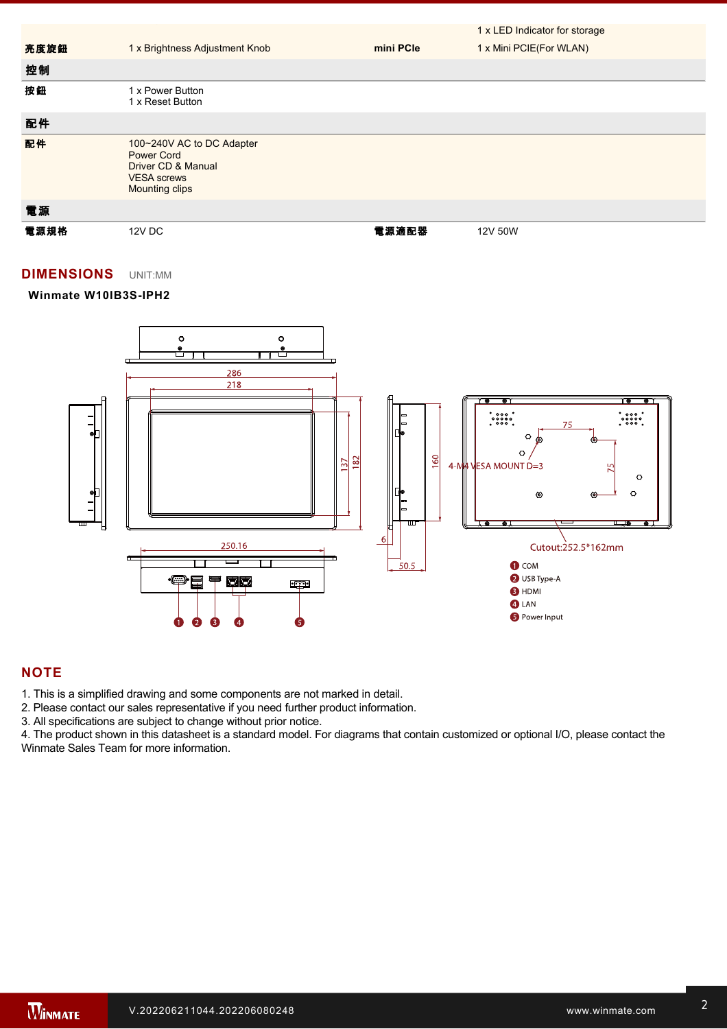| | | | |
|---|---|---|---|
| 亮度旋鈕 | 1 x Brightness Adjustment Knob | mini PCIe | 1 x LED Indicator for storage<br>1 x Mini PCIE(For WLAN) |
| **控制** | | | |
| 按鈕 | 1 x Power Button<br>1 x Reset Button | | |
| **配件** | | | |
| 配件 | 100~240V AC to DC Adapter<br>Power Cord<br>Driver CD & Manual<br>VESA screws<br>Mounting clips | | |
| **電源** | | | |
| 電源規格 | 12V DC | 電源適配器 | 12V 50W |

## DIMENSIONS UNIT:MM

**Winmate W10IB3S-IPH2**

286
218
137
182
160
250.16
6
50.5
75
75
4-M4 VESA MOUNT D=3
Cutout:252.5*162mm

1. COM
2. USB Type-A
3. HDMI
4. LAN
5. Power Input

## NOTE

1. This is a simplified drawing and some components are not marked in detail.
2. Please contact our sales representative if you need further product information.
3. All specifications are subject to change without prior notice.
4. The product shown in this datasheet is a standard model. For diagrams that contain customized or optional I/O, please contact the Winmate Sales Team for more information.